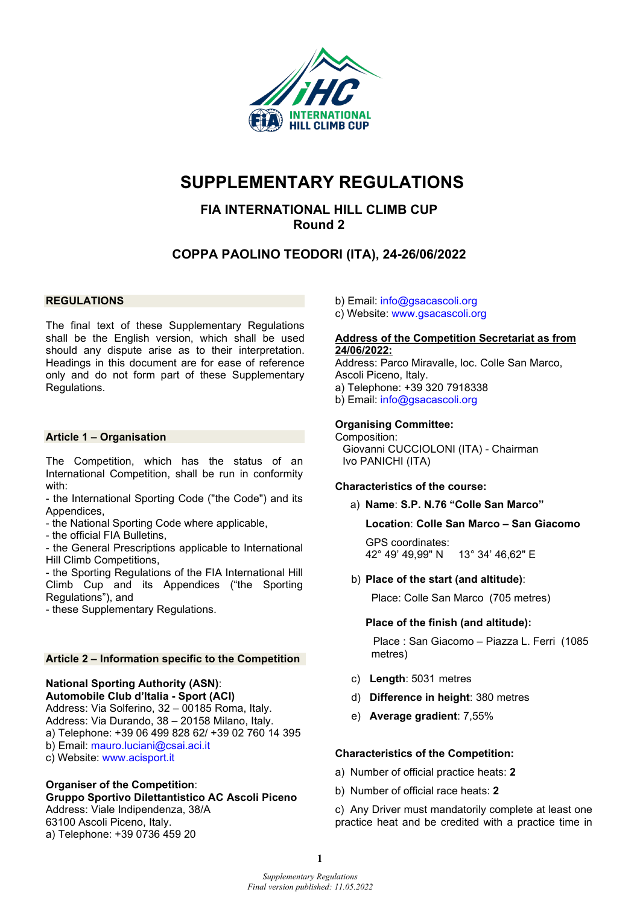# SUPPLEMENTARY REGULATIONS

## FIA INTERNATIONAL HILL CLIMB CUP
## Round 2

## COPPA PAOLINO TEODORI (ITA), 24-26/06/2022

### REGULATIONS

The final text of these Supplementary Regulations shall be the English version, which shall be used should any dispute arise as to their interpretation. Headings in this document are for ease of reference only and do not form part of these Supplementary Regulations.

### Article 1 – Organisation

The Competition, which has the status of an International Competition, shall be run in conformity with:

- the International Sporting Code ("the Code") and its Appendices,
- the National Sporting Code where applicable,
- the official FIA Bulletins,
- the General Prescriptions applicable to International Hill Climb Competitions,
- the Sporting Regulations of the FIA International Hill Climb Cup and its Appendices ("the Sporting Regulations"), and
- these Supplementary Regulations.

### Article 2 – Information specific to the Competition

**National Sporting Authority (ASN)**:
**Automobile Club d'Italia - Sport (ACI)**
Address: Via Solferino, 32 – 00185 Roma, Italy.
Address: Via Durando, 38 – 20158 Milano, Italy.
a) Telephone: +39 06 499 828 62/ +39 02 760 14 395
b) Email: mauro.luciani@csai.aci.it
c) Website: www.acisport.it

**Organiser of the Competition**:
**Gruppo Sportivo Dilettantistico AC Ascoli Piceno**
Address: Viale Indipendenza, 38/A
63100 Ascoli Piceno, Italy.
a) Telephone: +39 0736 459 20
b) Email: info@gsacascoli.org
c) Website: www.gsacascoli.org

**Address of the Competition Secretariat as from 24/06/2022:**
Address: Parco Miravalle, loc. Colle San Marco, Ascoli Piceno, Italy.
a) Telephone: +39 320 7918338
b) Email: info@gsacascoli.org

**Organising Committee:**
Composition:
Giovanni CUCCIOLONI (ITA) - Chairman
Ivo PANICHI (ITA)

**Characteristics of the course:**

a) **Name**: **S.P. N.76 "Colle San Marco"**

**Location**: **Colle San Marco – San Giacomo**

GPS coordinates:
42° 49' 49,99" N 13° 34' 46,62" E

b) **Place of the start (and altitude)**:

Place: Colle San Marco (705 metres)

**Place of the finish (and altitude):**

Place : San Giacomo – Piazza L. Ferri (1085 metres)

c) **Length**: 5031 metres

d) **Difference in height**: 380 metres

e) **Average gradient**: 7,55%

**Characteristics of the Competition:**

a) Number of official practice heats: **2**

b) Number of official race heats: **2**

c) Any Driver must mandatorily complete at least one practice heat and be credited with a practice time in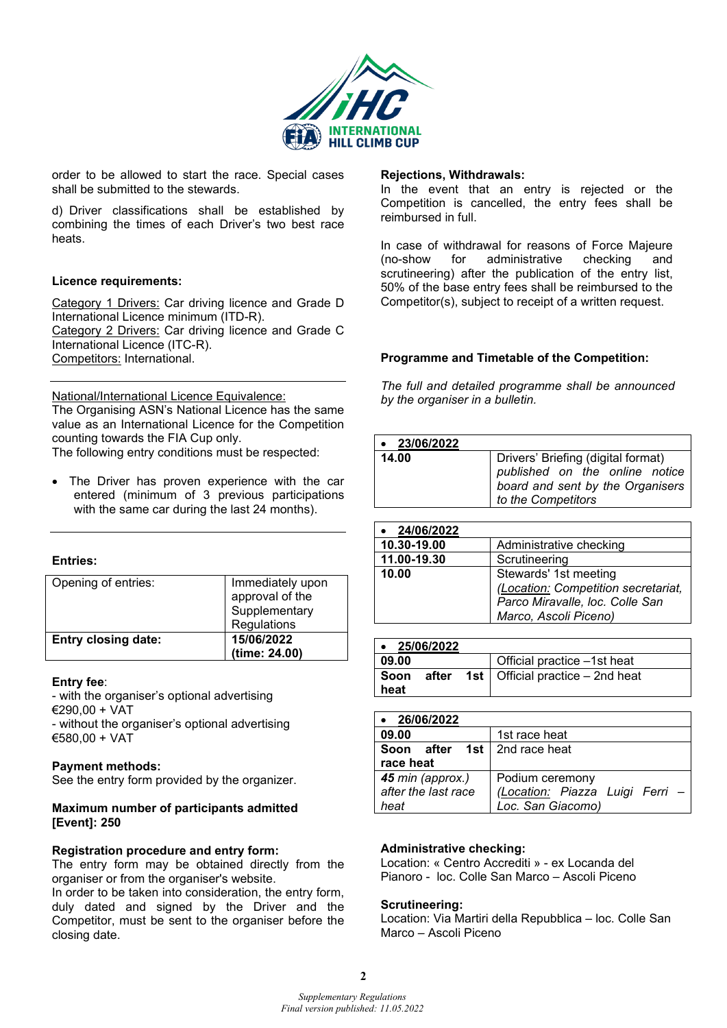order to be allowed to start the race. Special cases shall be submitted to the stewards.

d) Driver classifications shall be established by combining the times of each Driver's two best race heats.

**Licence requirements:**

Category 1 Drivers: Car driving licence and Grade D International Licence minimum (ITD-R).
Category 2 Drivers: Car driving licence and Grade C International Licence (ITC-R).
Competitors: International.

National/International Licence Equivalence:
The Organising ASN's National Licence has the same value as an International Licence for the Competition counting towards the FIA Cup only.
The following entry conditions must be respected:

- The Driver has proven experience with the car entered (minimum of 3 previous participations with the same car during the last 24 months).

**Entries:**

| Opening of entries: | Immediately upon approval of the Supplementary Regulations |
|---|---|
| **Entry closing date:** | **15/06/2022 (time: 24.00)** |

**Entry fee**:
- with the organiser's optional advertising €290,00 + VAT
- without the organiser's optional advertising €580,00 + VAT

**Payment methods:**
See the entry form provided by the organizer.

**Maximum number of participants admitted [Event]: 250**

**Registration procedure and entry form:**
The entry form may be obtained directly from the organiser or from the organiser's website.
In order to be taken into consideration, the entry form, duly dated and signed by the Driver and the Competitor, must be sent to the organiser before the closing date.

**Rejections, Withdrawals:**
In the event that an entry is rejected or the Competition is cancelled, the entry fees shall be reimbursed in full.

In case of withdrawal for reasons of Force Majeure (no-show for administrative checking and scrutineering) after the publication of the entry list, 50% of the base entry fees shall be reimbursed to the Competitor(s), subject to receipt of a written request.

**Programme and Timetable of the Competition:**

*The full and detailed programme shall be announced by the organiser in a bulletin.*

| • **23/06/2022** | |
|---|---|
| **14.00** | Drivers' Briefing (digital format) *published on the online notice board and sent by the Organisers to the Competitors* |

| • **24/06/2022** | |
|---|---|
| **10.30-19.00** | Administrative checking |
| **11.00-19.30** | Scrutineering |
| **10.00** | Stewards' 1st meeting *(Location: Competition secretariat, Parco Miravalle, loc. Colle San Marco, Ascoli Piceno)* |

| • **25/06/2022** | |
|---|---|
| **09.00** | Official practice – 1st heat |
| **Soon after 1st heat** | Official practice – 2nd heat |

| • **26/06/2022** | |
|---|---|
| **09.00** | 1st race heat |
| **Soon after 1st race heat** | 2nd race heat |
| ***45** min (approx.) after the last race heat* | Podium ceremony *(Location: Piazza Luigi Ferri – Loc. San Giacomo)* |

**Administrative checking:**
Location: « Centro Accrediti » - ex Locanda del Pianoro - loc. Colle San Marco – Ascoli Piceno

**Scrutineering:**
Location: Via Martiri della Repubblica – loc. Colle San Marco – Ascoli Piceno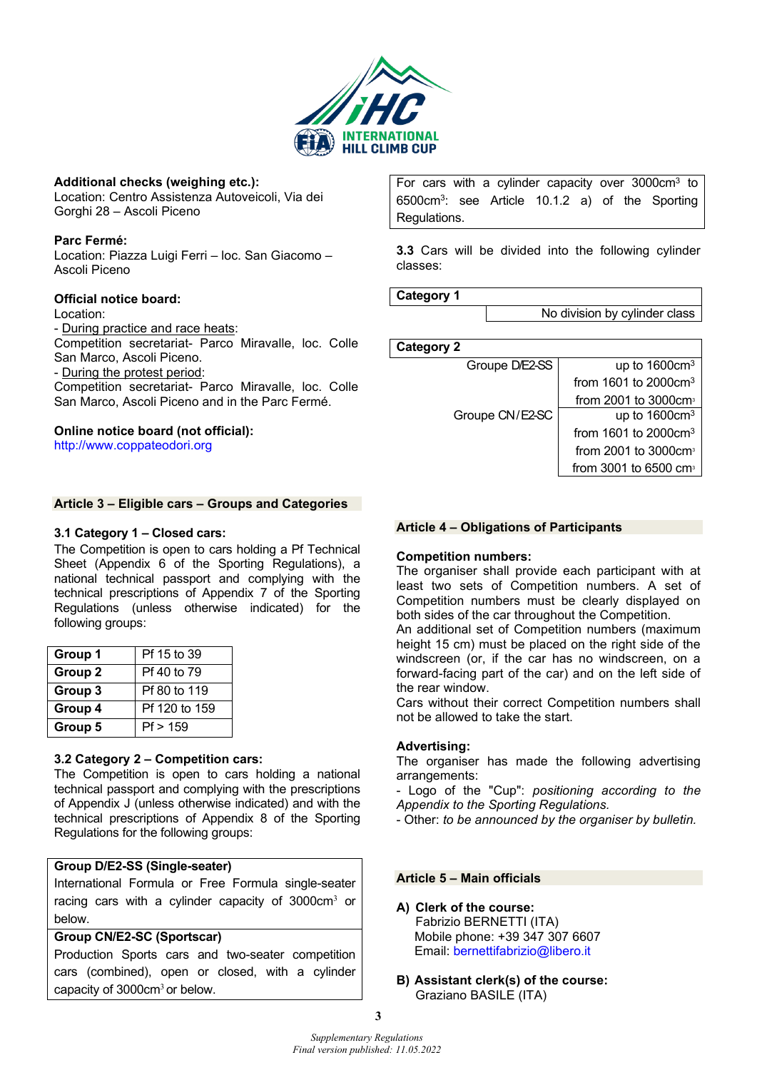**Additional checks (weighing etc.):**
Location: Centro Assistenza Autoveicoli, Via dei Gorghi 28 – Ascoli Piceno

**Parc Fermé:**
Location: Piazza Luigi Ferri – loc. San Giacomo – Ascoli Piceno

**Official notice board:**
Location:
- During practice and race heats:
Competition secretariat- Parco Miravalle, loc. Colle San Marco, Ascoli Piceno.
- During the protest period:
Competition secretariat- Parco Miravalle, loc. Colle San Marco, Ascoli Piceno and in the Parc Fermé.

**Online notice board (not official):**
http://www.coppateodori.org

## Article 3 – Eligible cars – Groups and Categories

### 3.1 Category 1 – Closed cars:

The Competition is open to cars holding a Pf Technical Sheet (Appendix 6 of the Sporting Regulations), a national technical passport and complying with the technical prescriptions of Appendix 7 of the Sporting Regulations (unless otherwise indicated) for the following groups:

| | |
|---|---|
| **Group 1** | Pf 15 to 39 |
| **Group 2** | Pf 40 to 79 |
| **Group 3** | Pf 80 to 119 |
| **Group 4** | Pf 120 to 159 |
| **Group 5** | Pf > 159 |

### 3.2 Category 2 – Competition cars:

The Competition is open to cars holding a national technical passport and complying with the prescriptions of Appendix J (unless otherwise indicated) and with the technical prescriptions of Appendix 8 of the Sporting Regulations for the following groups:

| |
|---|
| **Group D/E2-SS (Single-seater)**<br>International Formula or Free Formula single-seater racing cars with a cylinder capacity of 3000cm³ or below. |
| **Group CN/E2-SC (Sportscar)**<br>Production Sports cars and two-seater competition cars (combined), open or closed, with a cylinder capacity of 3000cm³ or below. |

| |
|---|
| For cars with a cylinder capacity over 3000cm³ to 6500cm³: see Article 10.1.2 a) of the Sporting Regulations. |

**3.3** Cars will be divided into the following cylinder classes:

| **Category 1** | |
|---|---|
| | No division by cylinder class |

| **Category 2** | |
|---|---|
| Groupe D/E2-SS | up to 1600cm³ |
| | from 1601 to 2000cm³ |
| | from 2001 to 3000cm³ |
| Groupe CN/E2-SC | up to 1600cm³ |
| | from 1601 to 2000cm³ |
| | from 2001 to 3000cm³ |
| | from 3001 to 6500 cm³ |

## Article 4 – Obligations of Participants

**Competition numbers:**
The organiser shall provide each participant with at least two sets of Competition numbers. A set of Competition numbers must be clearly displayed on both sides of the car throughout the Competition.
An additional set of Competition numbers (maximum height 15 cm) must be placed on the right side of the windscreen (or, if the car has no windscreen, on a forward-facing part of the car) and on the left side of the rear window.
Cars without their correct Competition numbers shall not be allowed to take the start.

**Advertising:**
The organiser has made the following advertising arrangements:
- Logo of the "Cup": *positioning according to the Appendix to the Sporting Regulations.*
- Other: *to be announced by the organiser by bulletin.*

## Article 5 – Main officials

**A) Clerk of the course:**
Fabrizio BERNETTI (ITA)
Mobile phone: +39 347 307 6607
Email: bernettifabrizio@libero.it

**B) Assistant clerk(s) of the course:**
Graziano BASILE (ITA)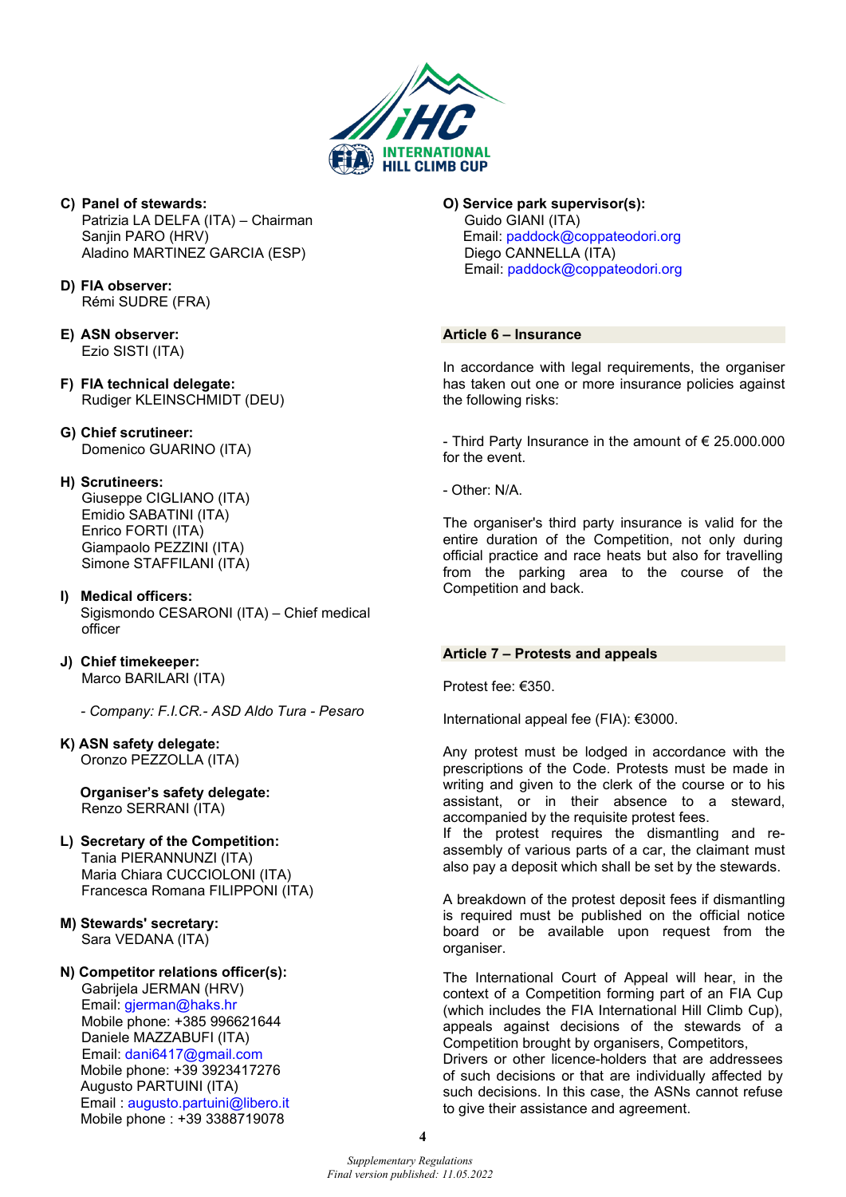**C) Panel of stewards:**
Patrizia LA DELFA (ITA) – Chairman
Sanjin PARO (HRV)
Aladino MARTINEZ GARCIA (ESP)

**D) FIA observer:**
Rémi SUDRE (FRA)

**E) ASN observer:**
Ezio SISTI (ITA)

**F) FIA technical delegate:**
Rudiger KLEINSCHMIDT (DEU)

**G) Chief scrutineer:**
Domenico GUARINO (ITA)

**H) Scrutineers:**
Giuseppe CIGLIANO (ITA)
Emidio SABATINI (ITA)
Enrico FORTI (ITA)
Giampaolo PEZZINI (ITA)
Simone STAFFILANI (ITA)

**I) Medical officers:**
Sigismondo CESARONI (ITA) – Chief medical officer

**J) Chief timekeeper:**
Marco BARILARI (ITA)

- *Company: F.I.CR.- ASD Aldo Tura - Pesaro*

**K) ASN safety delegate:**
Oronzo PEZZOLLA (ITA)

**Organiser's safety delegate:**
Renzo SERRANI (ITA)

**L) Secretary of the Competition:**
Tania PIERANNUNZI (ITA)
Maria Chiara CUCCIOLONI (ITA)
Francesca Romana FILIPPONI (ITA)

**M) Stewards' secretary:**
Sara VEDANA (ITA)

**N) Competitor relations officer(s):**
Gabrijela JERMAN (HRV)
Email: gjerman@haks.hr
Mobile phone: +385 996621644
Daniele MAZZABUFI (ITA)
Email: dani6417@gmail.com
Mobile phone: +39 3923417276
Augusto PARTUINI (ITA)
Email : augusto.partuini@libero.it
Mobile phone : +39 3388719078

**O) Service park supervisor(s):**
Guido GIANI (ITA)
Email: paddock@coppateodori.org
Diego CANNELLA (ITA)
Email: paddock@coppateodori.org

## Article 6 – Insurance

In accordance with legal requirements, the organiser has taken out one or more insurance policies against the following risks:

- Third Party Insurance in the amount of € 25.000.000 for the event.

- Other: N/A.

The organiser's third party insurance is valid for the entire duration of the Competition, not only during official practice and race heats but also for travelling from the parking area to the course of the Competition and back.

## Article 7 – Protests and appeals

Protest fee: €350.

International appeal fee (FIA): €3000.

Any protest must be lodged in accordance with the prescriptions of the Code. Protests must be made in writing and given to the clerk of the course or to his assistant, or in their absence to a steward, accompanied by the requisite protest fees.
If the protest requires the dismantling and re-assembly of various parts of a car, the claimant must also pay a deposit which shall be set by the stewards.

A breakdown of the protest deposit fees if dismantling is required must be published on the official notice board or be available upon request from the organiser.

The International Court of Appeal will hear, in the context of a Competition forming part of an FIA Cup (which includes the FIA International Hill Climb Cup), appeals against decisions of the stewards of a Competition brought by organisers, Competitors, Drivers or other licence-holders that are addressees of such decisions or that are individually affected by such decisions. In this case, the ASNs cannot refuse to give their assistance and agreement.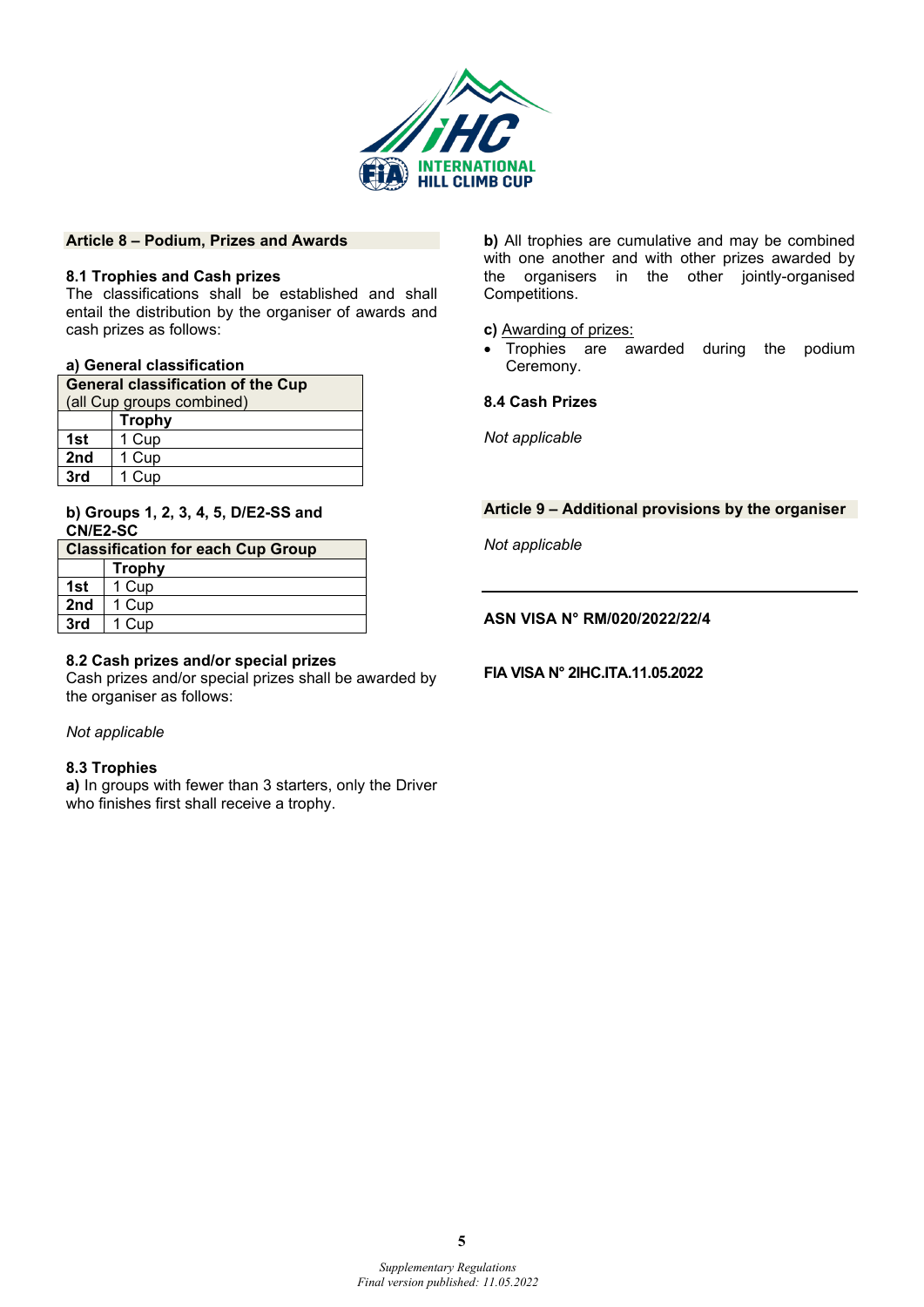## Article 8 – Podium, Prizes and Awards

### 8.1 Trophies and Cash prizes

The classifications shall be established and shall entail the distribution by the organiser of awards and cash prizes as follows:

**a) General classification**

| General classification of the Cup (all Cup groups combined) | |
|---|---|
| | **Trophy** |
| **1st** | 1 Cup |
| **2nd** | 1 Cup |
| **3rd** | 1 Cup |

**b) Groups 1, 2, 3, 4, 5, D/E2-SS and CN/E2-SC**

| Classification for each Cup Group | |
|---|---|
| | **Trophy** |
| **1st** | 1 Cup |
| **2nd** | 1 Cup |
| **3rd** | 1 Cup |

### 8.2 Cash prizes and/or special prizes

Cash prizes and/or special prizes shall be awarded by the organiser as follows:

*Not applicable*

### 8.3 Trophies

**a)** In groups with fewer than 3 starters, only the Driver who finishes first shall receive a trophy.

**b)** All trophies are cumulative and may be combined with one another and with other prizes awarded by the organisers in the other jointly-organised Competitions.

**c)** Awarding of prizes:

- Trophies are awarded during the podium Ceremony.

### 8.4 Cash Prizes

*Not applicable*

## Article 9 – Additional provisions by the organiser

*Not applicable*

---

**ASN VISA N° RM/020/2022/22/4**

**FIA VISA N° 2IHC.ITA.11.05.2022**

*Supplementary Regulations*
*Final version published: 11.05.2022*